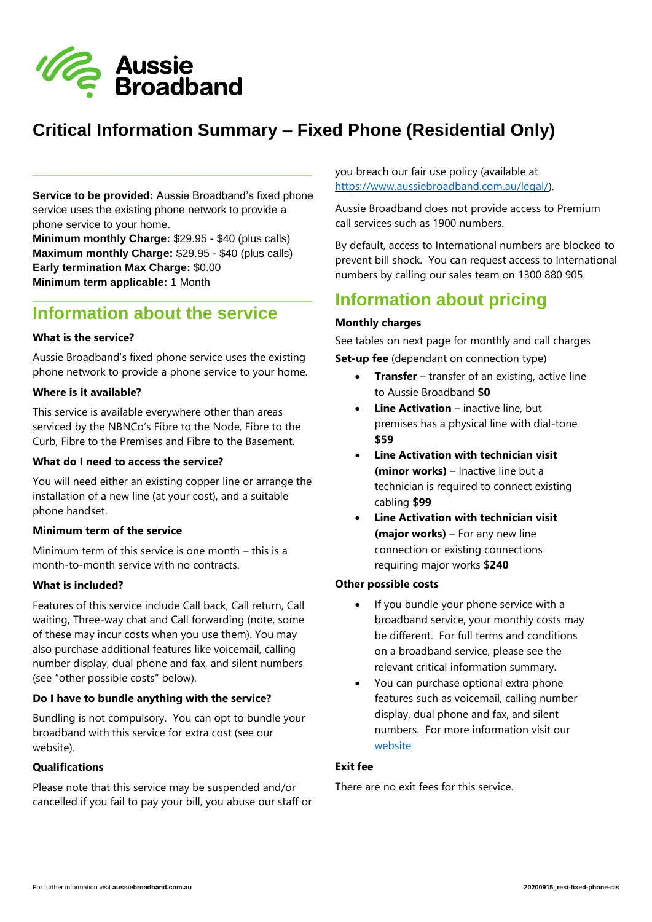Aussie Broadband

# Critical Information Summary – Fixed Phone (Residential Only)

**Service to be provided:** Aussie Broadband's fixed phone service uses the existing phone network to provide a phone service to your home.
**Minimum monthly Charge:** $29.95 - $40 (plus calls)
**Maximum monthly Charge:** $29.95 - $40 (plus calls)
**Early termination Max Charge:** $0.00
**Minimum term applicable:** 1 Month

## Information about the service

**What is the service?**

Aussie Broadband's fixed phone service uses the existing phone network to provide a phone service to your home.

**Where is it available?**

This service is available everywhere other than areas serviced by the NBNCo's Fibre to the Node, Fibre to the Curb, Fibre to the Premises and Fibre to the Basement.

**What do I need to access the service?**

You will need either an existing copper line or arrange the installation of a new line (at your cost), and a suitable phone handset.

**Minimum term of the service**

Minimum term of this service is one month – this is a month-to-month service with no contracts.

**What is included?**

Features of this service include Call back, Call return, Call waiting, Three-way chat and Call forwarding (note, some of these may incur costs when you use them). You may also purchase additional features like voicemail, calling number display, dual phone and fax, and silent numbers (see "other possible costs" below).

**Do I have to bundle anything with the service?**

Bundling is not compulsory. You can opt to bundle your broadband with this service for extra cost (see our website).

**Qualifications**

Please note that this service may be suspended and/or cancelled if you fail to pay your bill, you abuse our staff or you breach our fair use policy (available at https://www.aussiebroadband.com.au/legal/).

Aussie Broadband does not provide access to Premium call services such as 1900 numbers.

By default, access to International numbers are blocked to prevent bill shock. You can request access to International numbers by calling our sales team on 1300 880 905.

## Information about pricing

**Monthly charges**

See tables on next page for monthly and call charges

**Set-up fee** (dependant on connection type)

- **Transfer** – transfer of an existing, active line to Aussie Broadband **$0**
- **Line Activation** – inactive line, but premises has a physical line with dial-tone **$59**
- **Line Activation with technician visit (minor works)** – Inactive line but a technician is required to connect existing cabling **$99**
- **Line Activation with technician visit (major works)** – For any new line connection or existing connections requiring major works **$240**

**Other possible costs**

- If you bundle your phone service with a broadband service, your monthly costs may be different. For full terms and conditions on a broadband service, please see the relevant critical information summary.
- You can purchase optional extra phone features such as voicemail, calling number display, dual phone and fax, and silent numbers. For more information visit our website

**Exit fee**

There are no exit fees for this service.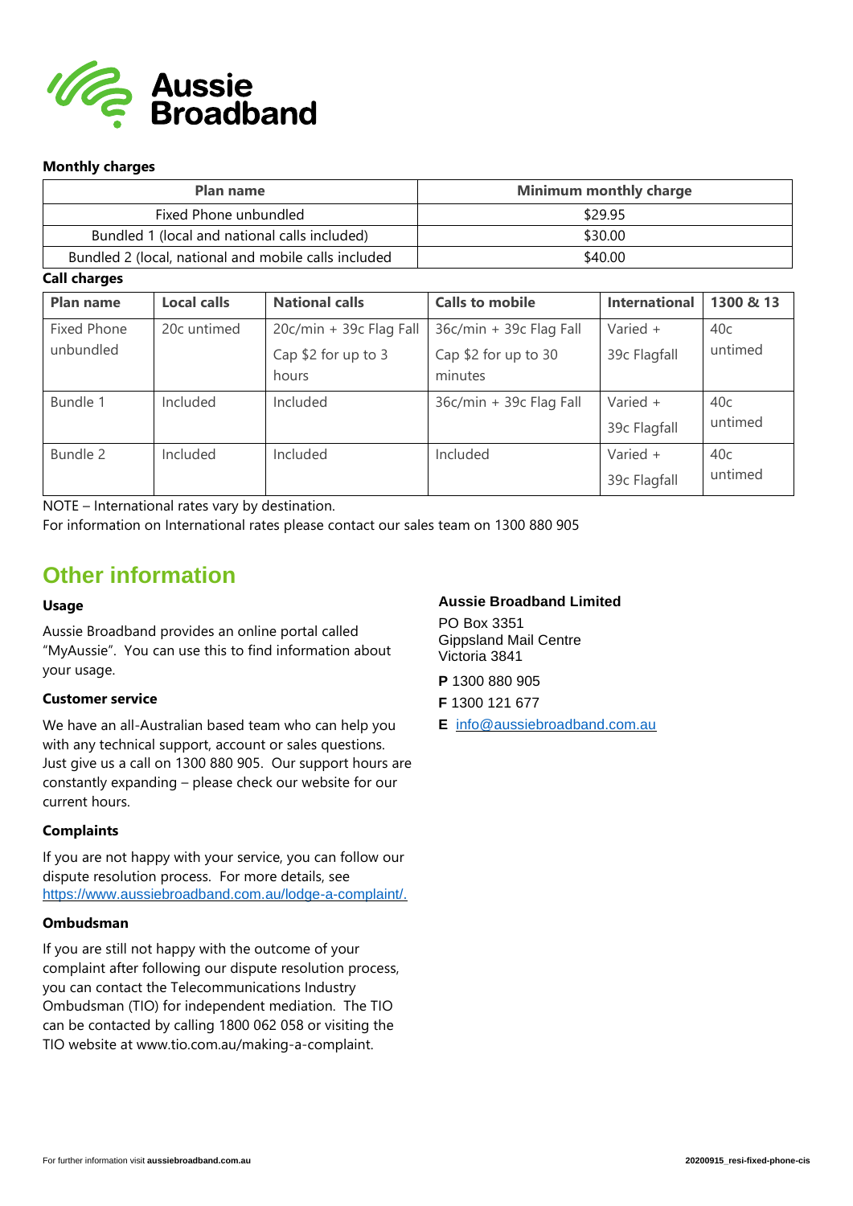**Monthly charges**

| Plan name | Minimum monthly charge |
|---|---|
| Fixed Phone unbundled | $29.95 |
| Bundled 1 (local and national calls included) | $30.00 |
| Bundled 2 (local, national and mobile calls included | $40.00 |

**Call charges**

| Plan name | Local calls | National calls | Calls to mobile | International | 1300 & 13 |
|---|---|---|---|---|---|
| Fixed Phone unbundled | 20c untimed | 20c/min + 39c Flag Fall<br>Cap $2 for up to 3 hours | 36c/min + 39c Flag Fall<br>Cap $2 for up to 30 minutes | Varied +<br>39c Flagfall | 40c untimed |
| Bundle 1 | Included | Included | 36c/min + 39c Flag Fall | Varied +<br>39c Flagfall | 40c untimed |
| Bundle 2 | Included | Included | Included | Varied +<br>39c Flagfall | 40c untimed |

NOTE – International rates vary by destination.
For information on International rates please contact our sales team on 1300 880 905

## Other information

### Usage

Aussie Broadband provides an online portal called "MyAussie". You can use this to find information about your usage.

### Customer service

We have an all-Australian based team who can help you with any technical support, account or sales questions. Just give us a call on 1300 880 905. Our support hours are constantly expanding – please check our website for our current hours.

### Complaints

If you are not happy with your service, you can follow our dispute resolution process. For more details, see https://www.aussiebroadband.com.au/lodge-a-complaint/.

### Ombudsman

If you are still not happy with the outcome of your complaint after following our dispute resolution process, you can contact the Telecommunications Industry Ombudsman (TIO) for independent mediation. The TIO can be contacted by calling 1800 062 058 or visiting the TIO website at www.tio.com.au/making-a-complaint.

### Aussie Broadband Limited

PO Box 3351
Gippsland Mail Centre
Victoria 3841

**P** 1300 880 905

**F** 1300 121 677

**E** info@aussiebroadband.com.au